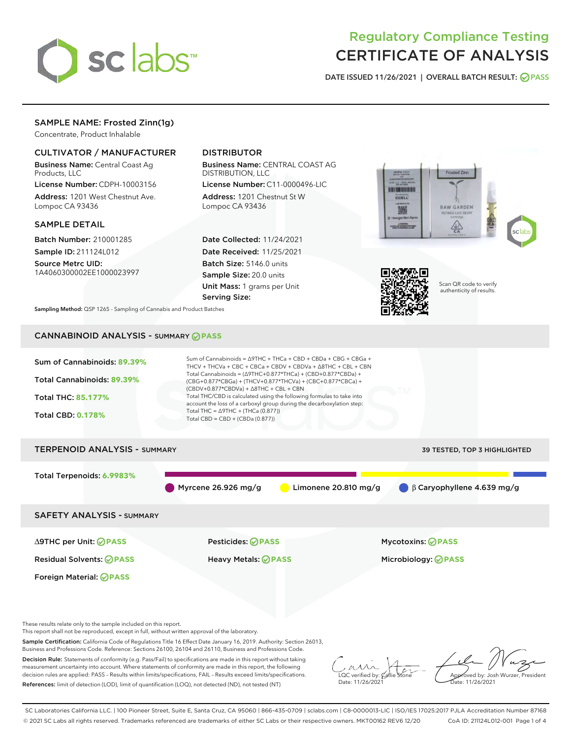# Regulatory Compliance Testing
# CERTIFICATE OF ANALYSIS

DATE ISSUED 11/26/2021 | OVERALL BATCH RESULT: PASS

## SAMPLE NAME: Frosted Zinn(1g)

Concentrate, Product Inhalable

### CULTIVATOR / MANUFACTURER

**Business Name:** Central Coast Ag Products, LLC

**License Number:** CDPH-10003156

**Address:** 1201 West Chestnut Ave. Lompoc CA 93436

### DISTRIBUTOR

**Business Name:** CENTRAL COAST AG DISTRIBUTION, LLC

**License Number:** C11-0000496-LIC

**Address:** 1201 Chestnut St W Lompoc CA 93436

### SAMPLE DETAIL

**Batch Number:** 210001285

**Sample ID:** 211124L012

**Source Metrc UID:** 1A4060300002EE1000023997

**Date Collected:** 11/24/2021

**Date Received:** 11/25/2021

**Batch Size:** 5146.0 units

**Sample Size:** 20.0 units

**Unit Mass:** 1 grams per Unit

**Serving Size:**

Scan QR code to verify authenticity of results.

**Sampling Method:** QSP 1265 - Sampling of Cannabis and Product Batches

## CANNABINOID ANALYSIS - SUMMARY PASS

Sum of Cannabinoids: **89.39%**

Total Cannabinoids: **89.39%**

Total THC: **85.177%**

Total CBD: **0.178%**

Sum of Cannabinoids = Δ9THC + THCa + CBD + CBDa + CBG + CBGa + THCV + THCVa + CBC + CBCa + CBDV + CBDVa + Δ8THC + CBL + CBN

Total Cannabinoids = (Δ9THC+0.877*THCa) + (CBD+0.877*CBDa) + (CBG+0.877*CBGa) + (THCV+0.877*THCVa) + (CBC+0.877*CBCa) + (CBDV+0.877*CBDVa) + Δ8THC + CBL + CBN

Total THC/CBD is calculated using the following formulas to take into account the loss of a carboxyl group during the decarboxylation step:

Total THC = Δ9THC + (THCa (0.877))

Total CBD = CBD + (CBDa (0.877))

## TERPENOID ANALYSIS - SUMMARY

39 TESTED, TOP 3 HIGHLIGHTED

Total Terpenoids: **6.9983%**

Myrcene 26.926 mg/g | Limonene 20.810 mg/g | β Caryophyllene 4.639 mg/g

## SAFETY ANALYSIS - SUMMARY

| | | |
|---|---|---|
| Δ9THC per Unit: PASS | Pesticides: PASS | Mycotoxins: PASS |
| Residual Solvents: PASS | Heavy Metals: PASS | Microbiology: PASS |
| Foreign Material: PASS | | |

These results relate only to the sample included on this report.
This report shall not be reproduced, except in full, without written approval of the laboratory.

**Sample Certification:** California Code of Regulations Title 16 Effect Date January 16, 2019. Authority: Section 26013, Business and Professions Code. Reference: Sections 26100, 26104 and 26110, Business and Professions Code.

**Decision Rule:** Statements of conformity (e.g. Pass/Fail) to specifications are made in this report without taking measurement uncertainty into account. Where statements of conformity are made in this report, the following decision rules are applied: PASS – Results within limits/specifications, FAIL – Results exceed limits/specifications.

**References:** limit of detection (LOD), limit of quantification (LOQ), not detected (ND), not tested (NT)

LQC verified by: Callie Stone
Date: 11/26/2021

Approved by: Josh Wurzer, President
Date: 11/26/2021

SC Laboratories California LLC. | 100 Pioneer Street, Suite E, Santa Cruz, CA 95060 | 866-435-0709 | sclabs.com | C8-0000013-LIC | ISO/IES 17025:2017 PJLA Accreditation Number 87168
© 2021 SC Labs all rights reserved. Trademarks referenced are trademarks of either SC Labs or their respective owners. MKT00162 REV6 12/20 CoA ID: 211124L012-001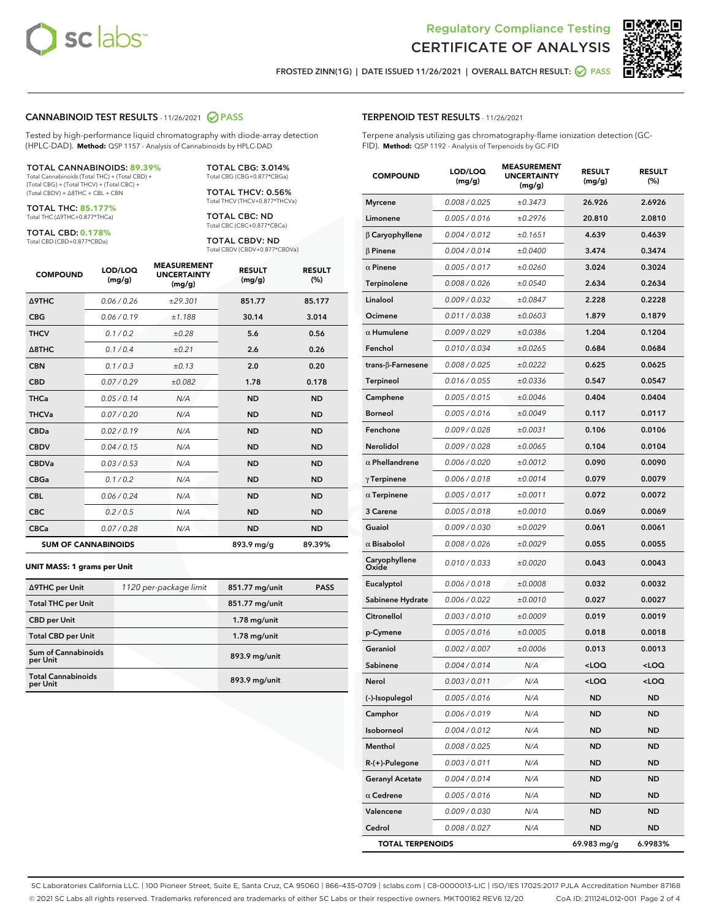# Regulatory Compliance Testing
# CERTIFICATE OF ANALYSIS

FROSTED ZINN(1G) | DATE ISSUED 11/26/2021 | OVERALL BATCH RESULT: PASS

## CANNABINOID TEST RESULTS - 11/26/2021 PASS

Tested by high-performance liquid chromatography with diode-array detection (HPLC-DAD). **Method:** QSP 1157 - Analysis of Cannabinoids by HPLC-DAD

**TOTAL CANNABINOIDS: 89.39%**
Total Cannabinoids (Total THC) + (Total CBD) + (Total CBG) + (Total THCV) + (Total CBC) + (Total CBDV) + Δ8THC + CBL + CBN

**TOTAL THC: 85.177%**
Total THC (Δ9THC+0.877*THCa)

**TOTAL CBD: 0.178%**
Total CBD (CBD+0.877*CBDa)

**TOTAL CBG: 3.014%**
Total CBG (CBG+0.877*CBGa)

**TOTAL THCV: 0.56%**
Total THCV (THCV+0.877*THCVa)

**TOTAL CBC: ND**
Total CBC (CBC+0.877*CBCa)

**TOTAL CBDV: ND**
Total CBDV (CBDV+0.877*CBDVa)

| COMPOUND | LOD/LOQ (mg/g) | MEASUREMENT UNCERTAINTY (mg/g) | RESULT (mg/g) | RESULT (%) |
|---|---|---|---|---|
| Δ9THC | 0.06 / 0.26 | ±29.301 | 851.77 | 85.177 |
| CBG | 0.06 / 0.19 | ±1.188 | 30.14 | 3.014 |
| THCV | 0.1 / 0.2 | ±0.28 | 5.6 | 0.56 |
| Δ8THC | 0.1 / 0.4 | ±0.21 | 2.6 | 0.26 |
| CBN | 0.1 / 0.3 | ±0.13 | 2.0 | 0.20 |
| CBD | 0.07 / 0.29 | ±0.082 | 1.78 | 0.178 |
| THCa | 0.05 / 0.14 | N/A | ND | ND |
| THCVa | 0.07 / 0.20 | N/A | ND | ND |
| CBDa | 0.02 / 0.19 | N/A | ND | ND |
| CBDV | 0.04 / 0.15 | N/A | ND | ND |
| CBDVa | 0.03 / 0.53 | N/A | ND | ND |
| CBGa | 0.1 / 0.2 | N/A | ND | ND |
| CBL | 0.06 / 0.24 | N/A | ND | ND |
| CBC | 0.2 / 0.5 | N/A | ND | ND |
| CBCa | 0.07 / 0.28 | N/A | ND | ND |
| **SUM OF CANNABINOIDS** | | | 893.9 mg/g | 89.39% |

**UNIT MASS: 1 grams per Unit**

| | | | |
|---|---|---|---|
| Δ9THC per Unit | 1120 per-package limit | 851.77 mg/unit | PASS |
| Total THC per Unit | | 851.77 mg/unit | |
| CBD per Unit | | 1.78 mg/unit | |
| Total CBD per Unit | | 1.78 mg/unit | |
| Sum of Cannabinoids per Unit | | 893.9 mg/unit | |
| Total Cannabinoids per Unit | | 893.9 mg/unit | |

## TERPENOID TEST RESULTS - 11/26/2021

Terpene analysis utilizing gas chromatography-flame ionization detection (GC-FID). **Method:** QSP 1192 - Analysis of Terpenoids by GC-FID

| COMPOUND | LOD/LOQ (mg/g) | MEASUREMENT UNCERTAINTY (mg/g) | RESULT (mg/g) | RESULT (%) |
|---|---|---|---|---|
| Myrcene | 0.008 / 0.025 | ±0.3473 | 26.926 | 2.6926 |
| Limonene | 0.005 / 0.016 | ±0.2976 | 20.810 | 2.0810 |
| β Caryophyllene | 0.004 / 0.012 | ±0.1651 | 4.639 | 0.4639 |
| β Pinene | 0.004 / 0.014 | ±0.0400 | 3.474 | 0.3474 |
| α Pinene | 0.005 / 0.017 | ±0.0260 | 3.024 | 0.3024 |
| Terpinolene | 0.008 / 0.026 | ±0.0540 | 2.634 | 0.2634 |
| Linalool | 0.009 / 0.032 | ±0.0847 | 2.228 | 0.2228 |
| Ocimene | 0.011 / 0.038 | ±0.0603 | 1.879 | 0.1879 |
| α Humulene | 0.009 / 0.029 | ±0.0386 | 1.204 | 0.1204 |
| Fenchol | 0.010 / 0.034 | ±0.0265 | 0.684 | 0.0684 |
| trans-β-Farnesene | 0.008 / 0.025 | ±0.0222 | 0.625 | 0.0625 |
| Terpineol | 0.016 / 0.055 | ±0.0336 | 0.547 | 0.0547 |
| Camphene | 0.005 / 0.015 | ±0.0046 | 0.404 | 0.0404 |
| Borneol | 0.005 / 0.016 | ±0.0049 | 0.117 | 0.0117 |
| Fenchone | 0.009 / 0.028 | ±0.0031 | 0.106 | 0.0106 |
| Nerolidol | 0.009 / 0.028 | ±0.0065 | 0.104 | 0.0104 |
| α Phellandrene | 0.006 / 0.020 | ±0.0012 | 0.090 | 0.0090 |
| γ Terpinene | 0.006 / 0.018 | ±0.0014 | 0.079 | 0.0079 |
| α Terpinene | 0.005 / 0.017 | ±0.0011 | 0.072 | 0.0072 |
| 3 Carene | 0.005 / 0.018 | ±0.0010 | 0.069 | 0.0069 |
| Guaiol | 0.009 / 0.030 | ±0.0029 | 0.061 | 0.0061 |
| α Bisabolol | 0.008 / 0.026 | ±0.0029 | 0.055 | 0.0055 |
| Caryophyllene Oxide | 0.010 / 0.033 | ±0.0020 | 0.043 | 0.0043 |
| Eucalyptol | 0.006 / 0.018 | ±0.0008 | 0.032 | 0.0032 |
| Sabinene Hydrate | 0.006 / 0.022 | ±0.0010 | 0.027 | 0.0027 |
| Citronellol | 0.003 / 0.010 | ±0.0009 | 0.019 | 0.0019 |
| p-Cymene | 0.005 / 0.016 | ±0.0005 | 0.018 | 0.0018 |
| Geraniol | 0.002 / 0.007 | ±0.0006 | 0.013 | 0.0013 |
| Sabinene | 0.004 / 0.014 | N/A | <LOQ | <LOQ |
| Nerol | 0.003 / 0.011 | N/A | <LOQ | <LOQ |
| (-)-Isopulegol | 0.005 / 0.016 | N/A | ND | ND |
| Camphor | 0.006 / 0.019 | N/A | ND | ND |
| Isoborneol | 0.004 / 0.012 | N/A | ND | ND |
| Menthol | 0.008 / 0.025 | N/A | ND | ND |
| R-(+)-Pulegone | 0.003 / 0.011 | N/A | ND | ND |
| Geranyl Acetate | 0.004 / 0.014 | N/A | ND | ND |
| α Cedrene | 0.005 / 0.016 | N/A | ND | ND |
| Valencene | 0.009 / 0.030 | N/A | ND | ND |
| Cedrol | 0.008 / 0.027 | N/A | ND | ND |
| **TOTAL TERPENOIDS** | | | 69.983 mg/g | 6.9983% |

SC Laboratories California LLC. | 100 Pioneer Street, Suite E, Santa Cruz, CA 95060 | 866-435-0709 | sclabs.com | C8-0000013-LIC | ISO/IES 17025:2017 PJLA Accreditation Number 87168
© 2021 SC Labs all rights reserved. Trademarks referenced are trademarks of either SC Labs or their respective owners. MKT00162 REV6 12/20 CoA ID: 211124L012-001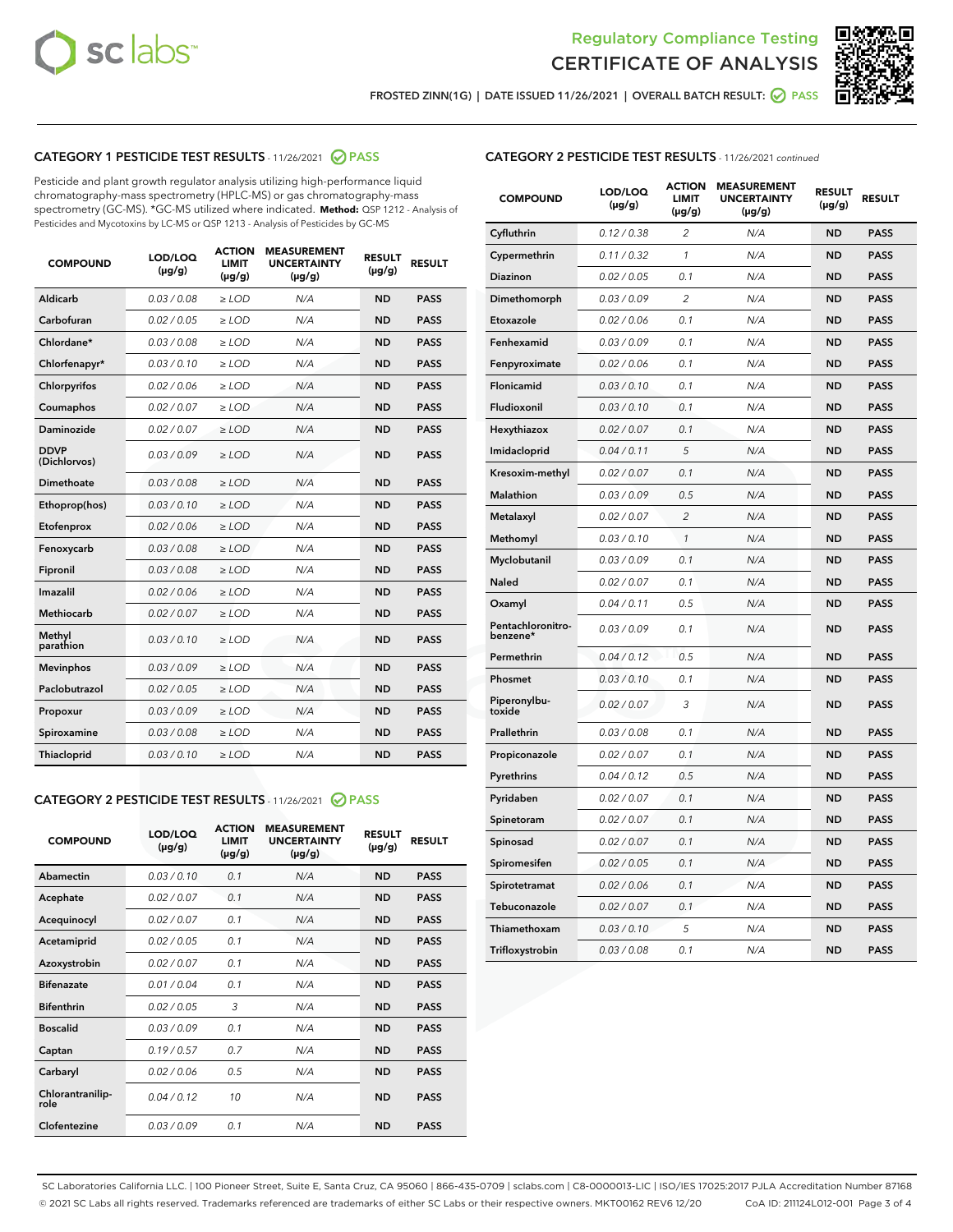Regulatory Compliance Testing

CERTIFICATE OF ANALYSIS

FROSTED ZINN(1G) | DATE ISSUED 11/26/2021 | OVERALL BATCH RESULT: PASS

## CATEGORY 1 PESTICIDE TEST RESULTS - 11/26/2021 PASS

Pesticide and plant growth regulator analysis utilizing high-performance liquid chromatography-mass spectrometry (HPLC-MS) or gas chromatography-mass spectrometry (GC-MS). *GC-MS utilized where indicated. **Method:** QSP 1212 - Analysis of Pesticides and Mycotoxins by LC-MS or QSP 1213 - Analysis of Pesticides by GC-MS

| COMPOUND | LOD/LOQ (µg/g) | ACTION LIMIT (µg/g) | MEASUREMENT UNCERTAINTY (µg/g) | RESULT (µg/g) | RESULT |
|---|---|---|---|---|---|
| Aldicarb | 0.03 / 0.08 | ≥ LOD | N/A | ND | PASS |
| Carbofuran | 0.02 / 0.05 | ≥ LOD | N/A | ND | PASS |
| Chlordane* | 0.03 / 0.08 | ≥ LOD | N/A | ND | PASS |
| Chlorfenapyr* | 0.03 / 0.10 | ≥ LOD | N/A | ND | PASS |
| Chlorpyrifos | 0.02 / 0.06 | ≥ LOD | N/A | ND | PASS |
| Coumaphos | 0.02 / 0.07 | ≥ LOD | N/A | ND | PASS |
| Daminozide | 0.02 / 0.07 | ≥ LOD | N/A | ND | PASS |
| DDVP (Dichlorvos) | 0.03 / 0.09 | ≥ LOD | N/A | ND | PASS |
| Dimethoate | 0.03 / 0.08 | ≥ LOD | N/A | ND | PASS |
| Ethoprop(hos) | 0.03 / 0.10 | ≥ LOD | N/A | ND | PASS |
| Etofenprox | 0.02 / 0.06 | ≥ LOD | N/A | ND | PASS |
| Fenoxycarb | 0.03 / 0.08 | ≥ LOD | N/A | ND | PASS |
| Fipronil | 0.03 / 0.08 | ≥ LOD | N/A | ND | PASS |
| Imazalil | 0.02 / 0.06 | ≥ LOD | N/A | ND | PASS |
| Methiocarb | 0.02 / 0.07 | ≥ LOD | N/A | ND | PASS |
| Methyl parathion | 0.03 / 0.10 | ≥ LOD | N/A | ND | PASS |
| Mevinphos | 0.03 / 0.09 | ≥ LOD | N/A | ND | PASS |
| Paclobutrazol | 0.02 / 0.05 | ≥ LOD | N/A | ND | PASS |
| Propoxur | 0.03 / 0.09 | ≥ LOD | N/A | ND | PASS |
| Spiroxamine | 0.03 / 0.08 | ≥ LOD | N/A | ND | PASS |
| Thiacloprid | 0.03 / 0.10 | ≥ LOD | N/A | ND | PASS |

## CATEGORY 2 PESTICIDE TEST RESULTS - 11/26/2021 PASS

| COMPOUND | LOD/LOQ (µg/g) | ACTION LIMIT (µg/g) | MEASUREMENT UNCERTAINTY (µg/g) | RESULT (µg/g) | RESULT |
|---|---|---|---|---|---|
| Abamectin | 0.03 / 0.10 | 0.1 | N/A | ND | PASS |
| Acephate | 0.02 / 0.07 | 0.1 | N/A | ND | PASS |
| Acequinocyl | 0.02 / 0.07 | 0.1 | N/A | ND | PASS |
| Acetamiprid | 0.02 / 0.05 | 0.1 | N/A | ND | PASS |
| Azoxystrobin | 0.02 / 0.07 | 0.1 | N/A | ND | PASS |
| Bifenazate | 0.01 / 0.04 | 0.1 | N/A | ND | PASS |
| Bifenthrin | 0.02 / 0.05 | 3 | N/A | ND | PASS |
| Boscalid | 0.03 / 0.09 | 0.1 | N/A | ND | PASS |
| Captan | 0.19 / 0.57 | 0.7 | N/A | ND | PASS |
| Carbaryl | 0.02 / 0.06 | 0.5 | N/A | ND | PASS |
| Chlorantraniliprole | 0.04 / 0.12 | 10 | N/A | ND | PASS |
| Clofentezine | 0.03 / 0.09 | 0.1 | N/A | ND | PASS |
| Cyfluthrin | 0.12 / 0.38 | 2 | N/A | ND | PASS |
| Cypermethrin | 0.11 / 0.32 | 1 | N/A | ND | PASS |
| Diazinon | 0.02 / 0.05 | 0.1 | N/A | ND | PASS |
| Dimethomorph | 0.03 / 0.09 | 2 | N/A | ND | PASS |
| Etoxazole | 0.02 / 0.06 | 0.1 | N/A | ND | PASS |
| Fenhexamid | 0.03 / 0.09 | 0.1 | N/A | ND | PASS |
| Fenpyroximate | 0.02 / 0.06 | 0.1 | N/A | ND | PASS |
| Flonicamid | 0.03 / 0.10 | 0.1 | N/A | ND | PASS |
| Fludioxonil | 0.03 / 0.10 | 0.1 | N/A | ND | PASS |
| Hexythiazox | 0.02 / 0.07 | 0.1 | N/A | ND | PASS |
| Imidacloprid | 0.04 / 0.11 | 5 | N/A | ND | PASS |
| Kresoxim-methyl | 0.02 / 0.07 | 0.1 | N/A | ND | PASS |
| Malathion | 0.03 / 0.09 | 0.5 | N/A | ND | PASS |
| Metalaxyl | 0.02 / 0.07 | 2 | N/A | ND | PASS |
| Methomyl | 0.03 / 0.10 | 1 | N/A | ND | PASS |
| Myclobutanil | 0.03 / 0.09 | 0.1 | N/A | ND | PASS |
| Naled | 0.02 / 0.07 | 0.1 | N/A | ND | PASS |
| Oxamyl | 0.04 / 0.11 | 0.5 | N/A | ND | PASS |
| Pentachloronitrobenzene* | 0.03 / 0.09 | 0.1 | N/A | ND | PASS |
| Permethrin | 0.04 / 0.12 | 0.5 | N/A | ND | PASS |
| Phosmet | 0.03 / 0.10 | 0.1 | N/A | ND | PASS |
| Piperonylbutoxide | 0.02 / 0.07 | 3 | N/A | ND | PASS |
| Prallethrin | 0.03 / 0.08 | 0.1 | N/A | ND | PASS |
| Propiconazole | 0.02 / 0.07 | 0.1 | N/A | ND | PASS |
| Pyrethrins | 0.04 / 0.12 | 0.5 | N/A | ND | PASS |
| Pyridaben | 0.02 / 0.07 | 0.1 | N/A | ND | PASS |
| Spinetoram | 0.02 / 0.07 | 0.1 | N/A | ND | PASS |
| Spinosad | 0.02 / 0.07 | 0.1 | N/A | ND | PASS |
| Spiromesifen | 0.02 / 0.05 | 0.1 | N/A | ND | PASS |
| Spirotetramat | 0.02 / 0.06 | 0.1 | N/A | ND | PASS |
| Tebuconazole | 0.02 / 0.07 | 0.1 | N/A | ND | PASS |
| Thiamethoxam | 0.03 / 0.10 | 5 | N/A | ND | PASS |
| Trifloxystrobin | 0.03 / 0.08 | 0.1 | N/A | ND | PASS |

SC Laboratories California LLC. | 100 Pioneer Street, Suite E, Santa Cruz, CA 95060 | 866-435-0709 | sclabs.com | C8-0000013-LIC | ISO/IES 17025:2017 PJLA Accreditation Number 87168
© 2021 SC Labs all rights reserved. Trademarks referenced are trademarks of either SC Labs or their respective owners. MKT00162 REV6 12/20 CoA ID: 211124L012-001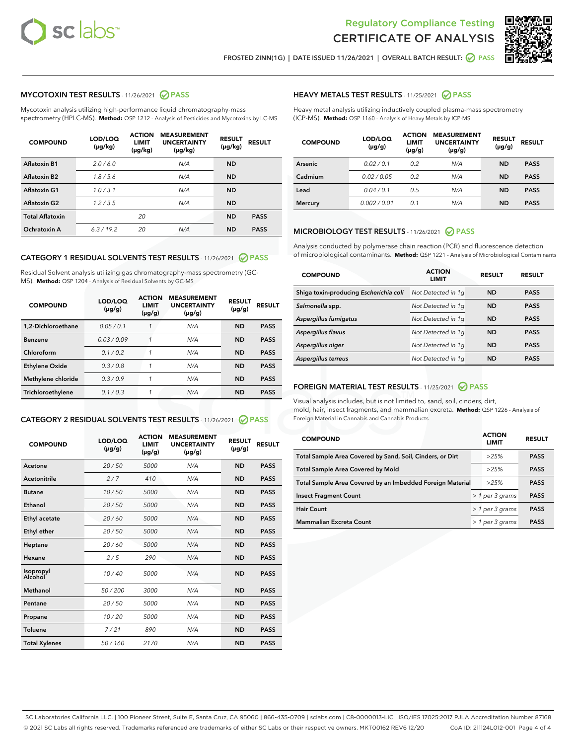Regulatory Compliance Testing

# CERTIFICATE OF ANALYSIS

FROSTED ZINN(1G) | DATE ISSUED 11/26/2021 | OVERALL BATCH RESULT: PASS

## MYCOTOXIN TEST RESULTS - 11/26/2021 PASS

Mycotoxin analysis utilizing high-performance liquid chromatography-mass spectrometry (HPLC-MS). **Method:** QSP 1212 - Analysis of Pesticides and Mycotoxins by LC-MS

| COMPOUND | LOD/LOQ (μg/kg) | ACTION LIMIT (μg/kg) | MEASUREMENT UNCERTAINTY (μg/kg) | RESULT (μg/kg) | RESULT |
|---|---|---|---|---|---|
| Aflatoxin B1 | 2.0 / 6.0 | | N/A | ND | |
| Aflatoxin B2 | 1.8 / 5.6 | | N/A | ND | |
| Aflatoxin G1 | 1.0 / 3.1 | | N/A | ND | |
| Aflatoxin G2 | 1.2 / 3.5 | | N/A | ND | |
| Total Aflatoxin | | 20 | | ND | PASS |
| Ochratoxin A | 6.3 / 19.2 | 20 | N/A | ND | PASS |

## CATEGORY 1 RESIDUAL SOLVENTS TEST RESULTS - 11/26/2021 PASS

Residual Solvent analysis utilizing gas chromatography-mass spectrometry (GC-MS). **Method:** QSP 1204 - Analysis of Residual Solvents by GC-MS

| COMPOUND | LOD/LOQ (μg/g) | ACTION LIMIT (μg/g) | MEASUREMENT UNCERTAINTY (μg/g) | RESULT (μg/g) | RESULT |
|---|---|---|---|---|---|
| 1,2-Dichloroethane | 0.05 / 0.1 | 1 | N/A | ND | PASS |
| Benzene | 0.03 / 0.09 | 1 | N/A | ND | PASS |
| Chloroform | 0.1 / 0.2 | 1 | N/A | ND | PASS |
| Ethylene Oxide | 0.3 / 0.8 | 1 | N/A | ND | PASS |
| Methylene chloride | 0.3 / 0.9 | 1 | N/A | ND | PASS |
| Trichloroethylene | 0.1 / 0.3 | 1 | N/A | ND | PASS |

## CATEGORY 2 RESIDUAL SOLVENTS TEST RESULTS - 11/26/2021 PASS

| COMPOUND | LOD/LOQ (μg/g) | ACTION LIMIT (μg/g) | MEASUREMENT UNCERTAINTY (μg/g) | RESULT (μg/g) | RESULT |
|---|---|---|---|---|---|
| Acetone | 20 / 50 | 5000 | N/A | ND | PASS |
| Acetonitrile | 2 / 7 | 410 | N/A | ND | PASS |
| Butane | 10 / 50 | 5000 | N/A | ND | PASS |
| Ethanol | 20 / 50 | 5000 | N/A | ND | PASS |
| Ethyl acetate | 20 / 60 | 5000 | N/A | ND | PASS |
| Ethyl ether | 20 / 50 | 5000 | N/A | ND | PASS |
| Heptane | 20 / 60 | 5000 | N/A | ND | PASS |
| Hexane | 2 / 5 | 290 | N/A | ND | PASS |
| Isopropyl Alcohol | 10 / 40 | 5000 | N/A | ND | PASS |
| Methanol | 50 / 200 | 3000 | N/A | ND | PASS |
| Pentane | 20 / 50 | 5000 | N/A | ND | PASS |
| Propane | 10 / 20 | 5000 | N/A | ND | PASS |
| Toluene | 7 / 21 | 890 | N/A | ND | PASS |
| Total Xylenes | 50 / 160 | 2170 | N/A | ND | PASS |

## HEAVY METALS TEST RESULTS - 11/25/2021 PASS

Heavy metal analysis utilizing inductively coupled plasma-mass spectrometry (ICP-MS). **Method:** QSP 1160 - Analysis of Heavy Metals by ICP-MS

| COMPOUND | LOD/LOQ (μg/g) | ACTION LIMIT (μg/g) | MEASUREMENT UNCERTAINTY (μg/g) | RESULT (μg/g) | RESULT |
|---|---|---|---|---|---|
| Arsenic | 0.02 / 0.1 | 0.2 | N/A | ND | PASS |
| Cadmium | 0.02 / 0.05 | 0.2 | N/A | ND | PASS |
| Lead | 0.04 / 0.1 | 0.5 | N/A | ND | PASS |
| Mercury | 0.002 / 0.01 | 0.1 | N/A | ND | PASS |

## MICROBIOLOGY TEST RESULTS - 11/26/2021 PASS

Analysis conducted by polymerase chain reaction (PCR) and fluorescence detection of microbiological contaminants. **Method:** QSP 1221 - Analysis of Microbiological Contaminants

| COMPOUND | ACTION LIMIT | RESULT | RESULT |
|---|---|---|---|
| Shiga toxin-producing *Escherichia coli* | Not Detected in 1g | ND | PASS |
| *Salmonella* spp. | Not Detected in 1g | ND | PASS |
| *Aspergillus fumigatus* | Not Detected in 1g | ND | PASS |
| *Aspergillus flavus* | Not Detected in 1g | ND | PASS |
| *Aspergillus niger* | Not Detected in 1g | ND | PASS |
| *Aspergillus terreus* | Not Detected in 1g | ND | PASS |

## FOREIGN MATERIAL TEST RESULTS - 11/25/2021 PASS

Visual analysis includes, but is not limited to, sand, soil, cinders, dirt, mold, hair, insect fragments, and mammalian excreta. **Method:** QSP 1226 - Analysis of Foreign Material in Cannabis and Cannabis Products

| COMPOUND | ACTION LIMIT | RESULT |
|---|---|---|
| Total Sample Area Covered by Sand, Soil, Cinders, or Dirt | >25% | PASS |
| Total Sample Area Covered by Mold | >25% | PASS |
| Total Sample Area Covered by an Imbedded Foreign Material | >25% | PASS |
| Insect Fragment Count | > 1 per 3 grams | PASS |
| Hair Count | > 1 per 3 grams | PASS |
| Mammalian Excreta Count | > 1 per 3 grams | PASS |

SC Laboratories California LLC. | 100 Pioneer Street, Suite E, Santa Cruz, CA 95060 | 866-435-0709 | sclabs.com | C8-0000013-LIC | ISO/IES 17025:2017 PJLA Accreditation Number 87168
© 2021 SC Labs all rights reserved. Trademarks referenced are trademarks of either SC Labs or their respective owners. MKT00162 REV6 12/20 CoA ID: 211124L012-001